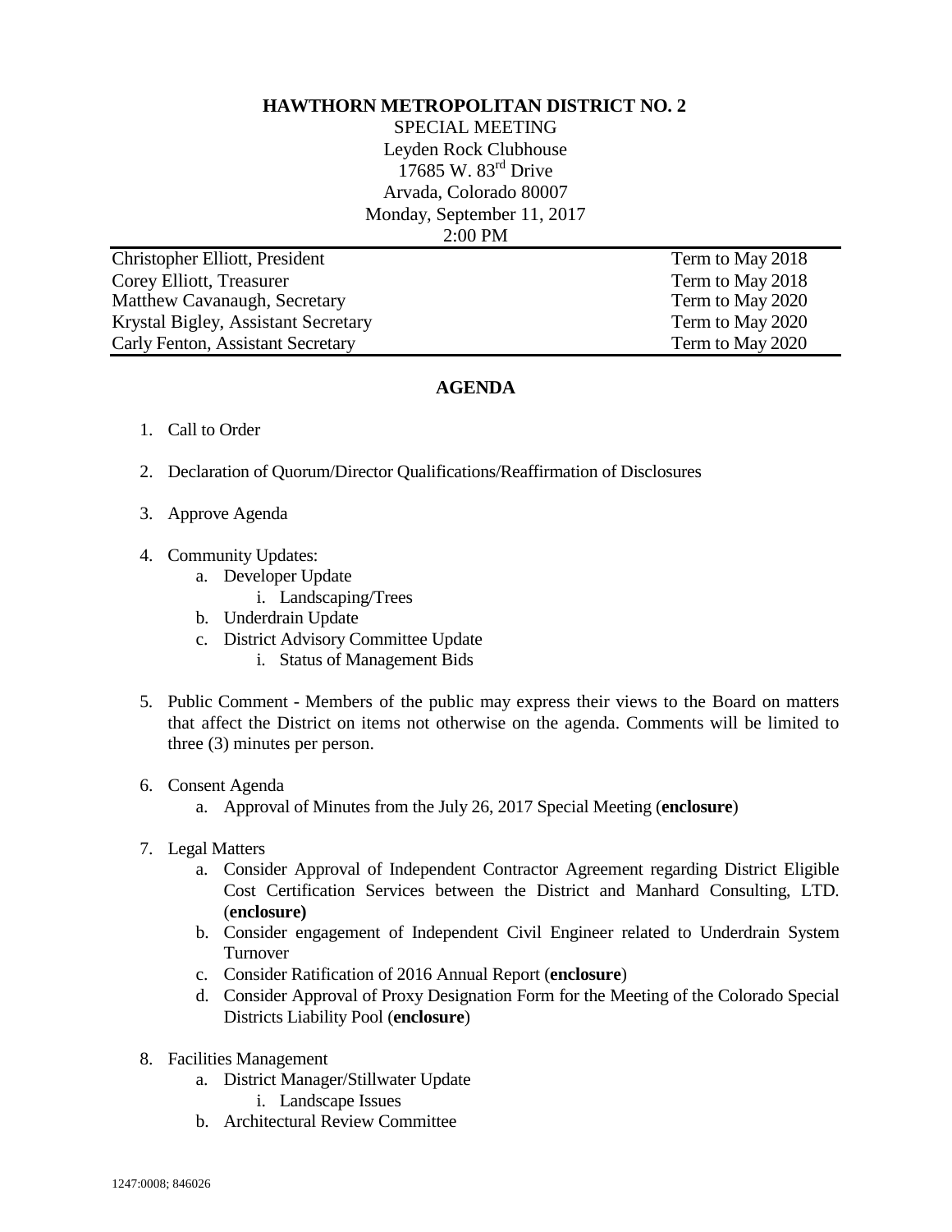**HAWTHORN METROPOLITAN DISTRICT NO. 2**

SPECIAL MEETING
Leyden Rock Clubhouse
17685 W. 83rd Drive
Arvada, Colorado 80007
Monday, September 11, 2017
2:00 PM

| | |
|---|---|
| Christopher Elliott, President | Term to May 2018 |
| Corey Elliott, Treasurer | Term to May 2018 |
| Matthew Cavanaugh, Secretary | Term to May 2020 |
| Krystal Bigley, Assistant Secretary | Term to May 2020 |
| Carly Fenton, Assistant Secretary | Term to May 2020 |

## AGENDA

1. Call to Order

2. Declaration of Quorum/Director Qualifications/Reaffirmation of Disclosures

3. Approve Agenda

4. Community Updates:
   a. Developer Update
      i. Landscaping/Trees
   b. Underdrain Update
   c. District Advisory Committee Update
      i. Status of Management Bids

5. Public Comment - Members of the public may express their views to the Board on matters that affect the District on items not otherwise on the agenda. Comments will be limited to three (3) minutes per person.

6. Consent Agenda
   a. Approval of Minutes from the July 26, 2017 Special Meeting (**enclosure**)

7. Legal Matters
   a. Consider Approval of Independent Contractor Agreement regarding District Eligible Cost Certification Services between the District and Manhard Consulting, LTD. (**enclosure)**
   b. Consider engagement of Independent Civil Engineer related to Underdrain System Turnover
   c. Consider Ratification of 2016 Annual Report (**enclosure**)
   d. Consider Approval of Proxy Designation Form for the Meeting of the Colorado Special Districts Liability Pool (**enclosure**)

8. Facilities Management
   a. District Manager/Stillwater Update
      i. Landscape Issues
   b. Architectural Review Committee

1247:0008; 846026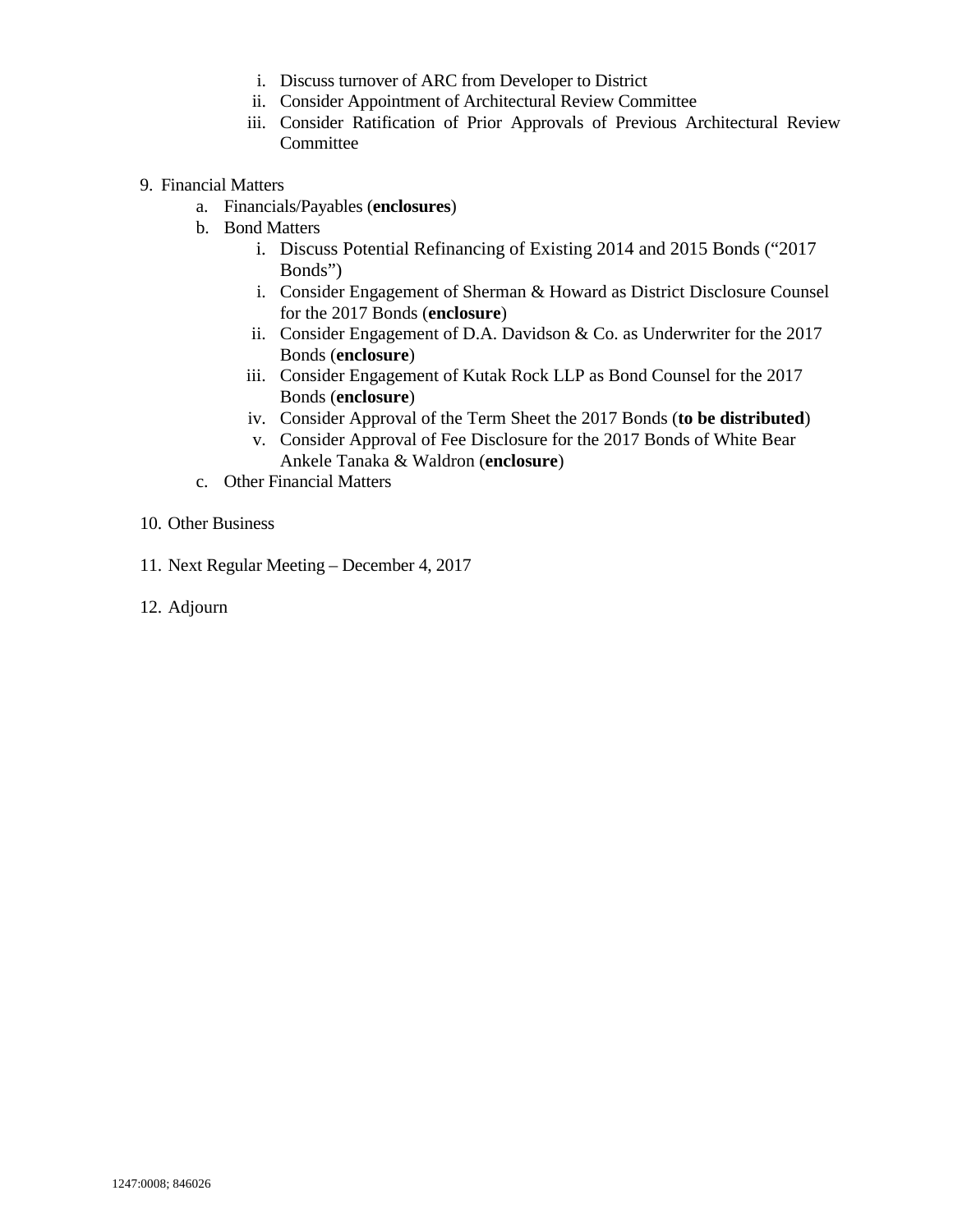- i. Discuss turnover of ARC from Developer to District
   - ii. Consider Appointment of Architectural Review Committee
   - iii. Consider Ratification of Prior Approvals of Previous Architectural Review Committee

9. Financial Matters
   - a. Financials/Payables (**enclosures**)
   - b. Bond Matters
     - i. Discuss Potential Refinancing of Existing 2014 and 2015 Bonds ("2017 Bonds")
     - i. Consider Engagement of Sherman & Howard as District Disclosure Counsel for the 2017 Bonds (**enclosure**)
     - ii. Consider Engagement of D.A. Davidson & Co. as Underwriter for the 2017 Bonds (**enclosure**)
     - iii. Consider Engagement of Kutak Rock LLP as Bond Counsel for the 2017 Bonds (**enclosure**)
     - iv. Consider Approval of the Term Sheet the 2017 Bonds (**to be distributed**)
     - v. Consider Approval of Fee Disclosure for the 2017 Bonds of White Bear Ankele Tanaka & Waldron (**enclosure**)
   - c. Other Financial Matters

10. Other Business

11. Next Regular Meeting – December 4, 2017

12. Adjourn

1247:0008; 846026